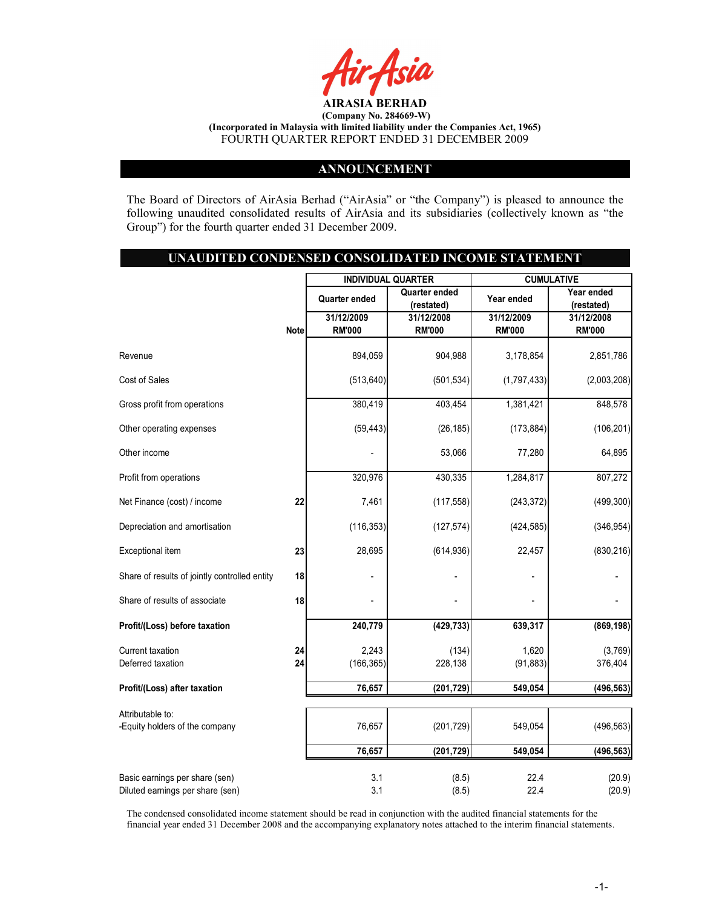# AIRASIA BERHAD

**(Company No. 284669-W)**

**(Incorporated in Malaysia with limited liability under the Companies Act, 1965)**

FOURTH QUARTER REPORT ENDED 31 DECEMBER 2009

## ANNOUNCEMENT

The Board of Directors of AirAsia Berhad ("AirAsia" or "the Company") is pleased to announce the following unaudited consolidated results of AirAsia and its subsidiaries (collectively known as "the Group") for the fourth quarter ended 31 December 2009.

## UNAUDITED CONDENSED CONSOLIDATED INCOME STATEMENT

| | | INDIVIDUAL QUARTER | | CUMULATIVE | |
|---|---|---|---|---|---|
| | | Quarter ended | Quarter ended (restated) | Year ended | Year ended (restated) |
| | Note | 31/12/2009 RM'000 | 31/12/2008 RM'000 | 31/12/2009 RM'000 | 31/12/2008 RM'000 |
| Revenue | | 894,059 | 904,988 | 3,178,854 | 2,851,786 |
| Cost of Sales | | (513,640) | (501,534) | (1,797,433) | (2,003,208) |
| Gross profit from operations | | 380,419 | 403,454 | 1,381,421 | 848,578 |
| Other operating expenses | | (59,443) | (26,185) | (173,884) | (106,201) |
| Other income | | - | 53,066 | 77,280 | 64,895 |
| Profit from operations | | 320,976 | 430,335 | 1,284,817 | 807,272 |
| Net Finance (cost) / income | 22 | 7,461 | (117,558) | (243,372) | (499,300) |
| Depreciation and amortisation | | (116,353) | (127,574) | (424,585) | (346,954) |
| Exceptional item | 23 | 28,695 | (614,936) | 22,457 | (830,216) |
| Share of results of jointly controlled entity | 18 | - | - | - | - |
| Share of results of associate | 18 | - | - | - | - |
| **Profit/(Loss) before taxation** | | **240,779** | **(429,733)** | **639,317** | **(869,198)** |
| Current taxation | 24 | 2,243 | (134) | 1,620 | (3,769) |
| Deferred taxation | 24 | (166,365) | 228,138 | (91,883) | 376,404 |
| **Profit/(Loss) after taxation** | | **76,657** | **(201,729)** | **549,054** | **(496,563)** |
| Attributable to: | | | | | |
| -Equity holders of the company | | 76,657 | (201,729) | 549,054 | (496,563) |
| | | **76,657** | **(201,729)** | **549,054** | **(496,563)** |
| Basic earnings per share (sen) | | 3.1 | (8.5) | 22.4 | (20.9) |
| Diluted earnings per share (sen) | | 3.1 | (8.5) | 22.4 | (20.9) |

The condensed consolidated income statement should be read in conjunction with the audited financial statements for the financial year ended 31 December 2008 and the accompanying explanatory notes attached to the interim financial statements.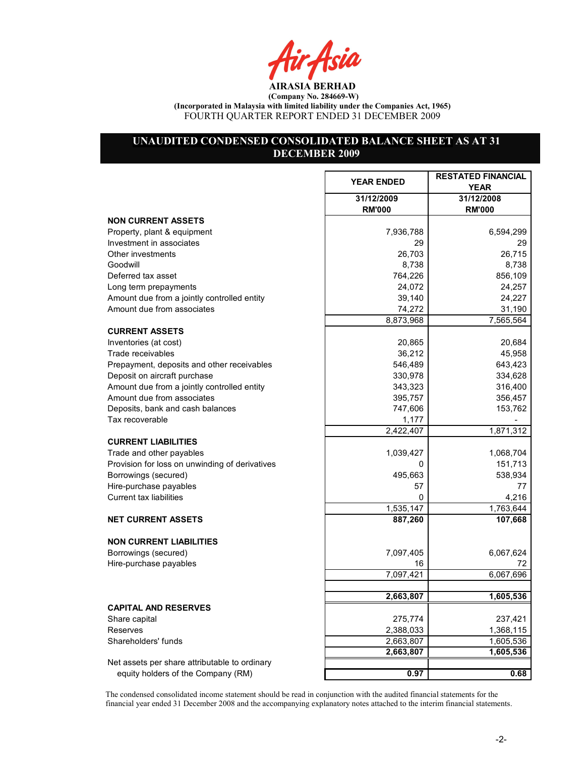**AIRASIA BERHAD**

**(Company No. 284669-W)**

**(Incorporated in Malaysia with limited liability under the Companies Act, 1965)**

FOURTH QUARTER REPORT ENDED 31 DECEMBER 2009

## UNAUDITED CONDENSED CONSOLIDATED BALANCE SHEET AS AT 31 DECEMBER 2009

| | YEAR ENDED | RESTATED FINANCIAL YEAR |
|---|---|---|
| | 31/12/2009 RM'000 | 31/12/2008 RM'000 |
| **NON CURRENT ASSETS** | | |
| Property, plant & equipment | 7,936,788 | 6,594,299 |
| Investment in associates | 29 | 29 |
| Other investments | 26,703 | 26,715 |
| Goodwill | 8,738 | 8,738 |
| Deferred tax asset | 764,226 | 856,109 |
| Long term prepayments | 24,072 | 24,257 |
| Amount due from a jointly controlled entity | 39,140 | 24,227 |
| Amount due from associates | 74,272 | 31,190 |
| | 8,873,968 | 7,565,564 |
| **CURRENT ASSETS** | | |
| Inventories (at cost) | 20,865 | 20,684 |
| Trade receivables | 36,212 | 45,958 |
| Prepayment, deposits and other receivables | 546,489 | 643,423 |
| Deposit on aircraft purchase | 330,978 | 334,628 |
| Amount due from a jointly controlled entity | 343,323 | 316,400 |
| Amount due from associates | 395,757 | 356,457 |
| Deposits, bank and cash balances | 747,606 | 153,762 |
| Tax recoverable | 1,177 | - |
| | 2,422,407 | 1,871,312 |
| **CURRENT LIABILITIES** | | |
| Trade and other payables | 1,039,427 | 1,068,704 |
| Provision for loss on unwinding of derivatives | 0 | 151,713 |
| Borrowings (secured) | 495,663 | 538,934 |
| Hire-purchase payables | 57 | 77 |
| Current tax liabilities | 0 | 4,216 |
| | 1,535,147 | 1,763,644 |
| **NET CURRENT ASSETS** | **887,260** | **107,668** |
| **NON CURRENT LIABILITIES** | | |
| Borrowings (secured) | 7,097,405 | 6,067,624 |
| Hire-purchase payables | 16 | 72 |
| | 7,097,421 | 6,067,696 |
| | **2,663,807** | **1,605,536** |
| **CAPITAL AND RESERVES** | | |
| Share capital | 275,774 | 237,421 |
| Reserves | 2,388,033 | 1,368,115 |
| Shareholders' funds | 2,663,807 | 1,605,536 |
| | **2,663,807** | **1,605,536** |
| Net assets per share attributable to ordinary equity holders of the Company (RM) | **0.97** | **0.68** |

The condensed consolidated income statement should be read in conjunction with the audited financial statements for the financial year ended 31 December 2008 and the accompanying explanatory notes attached to the interim financial statements.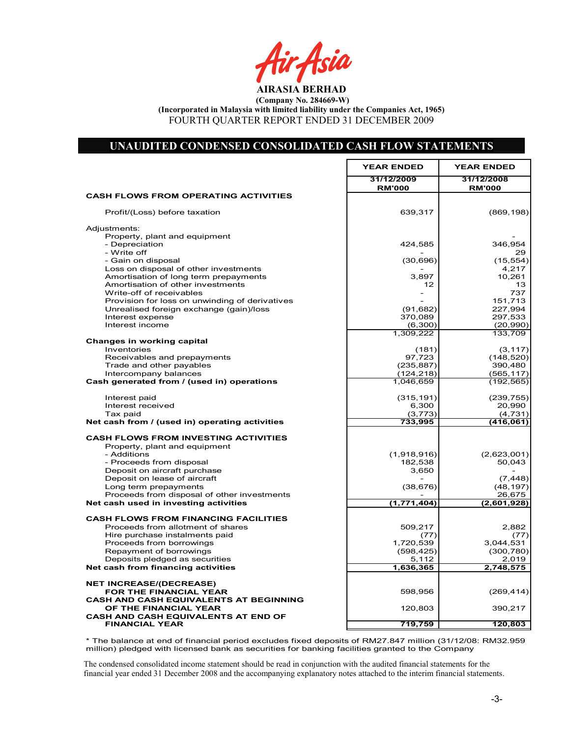**AIRASIA BERHAD**

**(Company No. 284669-W)**

**(Incorporated in Malaysia with limited liability under the Companies Act, 1965)**

FOURTH QUARTER REPORT ENDED 31 DECEMBER 2009

## UNAUDITED CONDENSED CONSOLIDATED CASH FLOW STATEMENTS

| | YEAR ENDED | YEAR ENDED |
|---|---|---|
| | **31/12/2009 RM'000** | **31/12/2008 RM'000** |
| **CASH FLOWS FROM OPERATING ACTIVITIES** | | |
| Profit/(Loss) before taxation | 639,317 | (869,198) |
| Adjustments: | | |
| Property, plant and equipment | | - |
| - Depreciation | 424,585 | 346,954 |
| - Write off | - | 29 |
| - Gain on disposal | (30,696) | (15,554) |
| Loss on disposal of other investments | - | 4,217 |
| Amortisation of long term prepayments | 3,897 | 10,261 |
| Amortisation of other investments | 12 | 13 |
| Write-off of receivables | - | 737 |
| Provision for loss on unwinding of derivatives | - | 151,713 |
| Unrealised foreign exchange (gain)/loss | (91,682) | 227,994 |
| Interest expense | 370,089 | 297,533 |
| Interest income | (6,300) | (20,990) |
| | 1,309,222 | 133,709 |
| **Changes in working capital** | | |
| Inventories | (181) | (3,117) |
| Receivables and prepayments | 97,723 | (148,520) |
| Trade and other payables | (235,887) | 390,480 |
| Intercompany balances | (124,218) | (565,117) |
| **Cash generated from / (used in) operations** | 1,046,659 | (192,565) |
| Interest paid | (315,191) | (239,755) |
| Interest received | 6,300 | 20,990 |
| Tax paid | (3,773) | (4,731) |
| **Net cash from / (used in) operating activities** | **733,995** | **(416,061)** |
| **CASH FLOWS FROM INVESTING ACTIVITIES** | | |
| Property, plant and equipment | | |
| - Additions | (1,918,916) | (2,623,001) |
| - Proceeds from disposal | 182,538 | 50,043 |
| Deposit on aircraft purchase | 3,650 | - |
| Deposit on lease of aircraft | - | (7,448) |
| Long term prepayments | (38,676) | (48,197) |
| Proceeds from disposal of other investments | - | 26,675 |
| **Net cash used in investing activities** | **(1,771,404)** | **(2,601,928)** |
| **CASH FLOWS FROM FINANCING FACILITIES** | | |
| Proceeds from allotment of shares | 509,217 | 2,882 |
| Hire purchase instalments paid | (77) | (77) |
| Proceeds from borrowings | 1,720,539 | 3,044,531 |
| Repayment of borrowings | (598,425) | (300,780) |
| Deposits pledged as securities | 5,112 | 2,019 |
| **Net cash from financing activities** | **1,636,365** | **2,748,575** |
| **NET INCREASE/(DECREASE) FOR THE FINANCIAL YEAR** | 598,956 | (269,414) |
| **CASH AND CASH EQUIVALENTS AT BEGINNING OF THE FINANCIAL YEAR** | 120,803 | 390,217 |
| **CASH AND CASH EQUIVALENTS AT END OF FINANCIAL YEAR** | **719,759** | **120,803** |

* The balance at end of financial period excludes fixed deposits of RM27.847 million (31/12/08: RM32.959 million) pledged with licensed bank as securities for banking facilities granted to the Company

The condensed consolidated income statement should be read in conjunction with the audited financial statements for the financial year ended 31 December 2008 and the accompanying explanatory notes attached to the interim financial statements.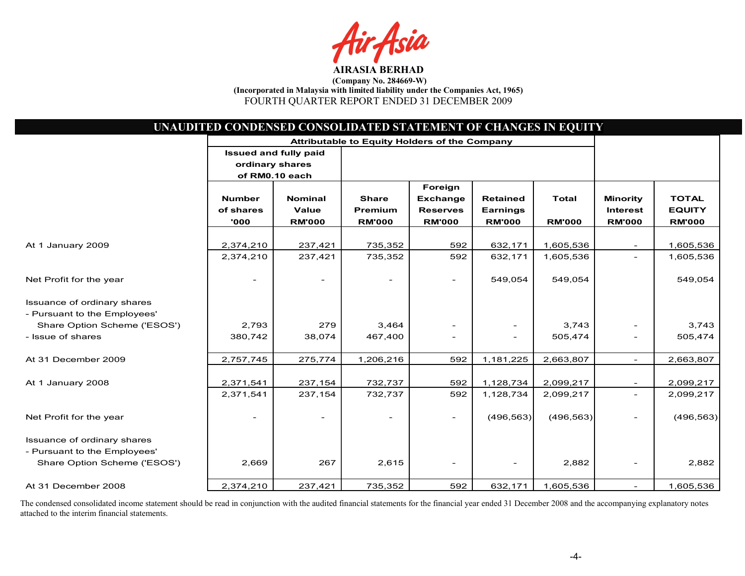AirAsia

**AIRASIA BERHAD**

**(Company No. 284669-W)**

**(Incorporated in Malaysia with limited liability under the Companies Act, 1965)**

FOURTH QUARTER REPORT ENDED 31 DECEMBER 2009

## UNAUDITED CONDENSED CONSOLIDATED STATEMENT OF CHANGES IN EQUITY

| | Attributable to Equity Holders of the Company | | | | | | | |
|---|---|---|---|---|---|---|---|---|
| | Issued and fully paid ordinary shares of RM0.10 each | | | | | | | |
| | Number of shares '000 | Nominal Value RM'000 | Share Premium RM'000 | Foreign Exchange Reserves RM'000 | Retained Earnings RM'000 | Total RM'000 | Minority Interest RM'000 | TOTAL EQUITY RM'000 |
| At 1 January 2009 | 2,374,210 | 237,421 | 735,352 | 592 | 632,171 | 1,605,536 | - | 1,605,536 |
| | 2,374,210 | 237,421 | 735,352 | 592 | 632,171 | 1,605,536 | - | 1,605,536 |
| Net Profit for the year | - | - | - | - | 549,054 | 549,054 | | 549,054 |
| Issuance of ordinary shares | | | | | | | | |
| - Pursuant to the Employees' Share Option Scheme ('ESOS') | 2,793 | 279 | 3,464 | - | - | 3,743 | - | 3,743 |
| - Issue of shares | 380,742 | 38,074 | 467,400 | - | - | 505,474 | - | 505,474 |
| At 31 December 2009 | 2,757,745 | 275,774 | 1,206,216 | 592 | 1,181,225 | 2,663,807 | - | 2,663,807 |
| At 1 January 2008 | 2,371,541 | 237,154 | 732,737 | 592 | 1,128,734 | 2,099,217 | - | 2,099,217 |
| | 2,371,541 | 237,154 | 732,737 | 592 | 1,128,734 | 2,099,217 | - | 2,099,217 |
| Net Profit for the year | - | - | - | - | (496,563) | (496,563) | - | (496,563) |
| Issuance of ordinary shares | | | | | | | | |
| - Pursuant to the Employees' Share Option Scheme ('ESOS') | 2,669 | 267 | 2,615 | - | - | 2,882 | - | 2,882 |
| At 31 December 2008 | 2,374,210 | 237,421 | 735,352 | 592 | 632,171 | 1,605,536 | - | 1,605,536 |

The condensed consolidated income statement should be read in conjunction with the audited financial statements for the financial year ended 31 December 2008 and the accompanying explanatory notes attached to the interim financial statements.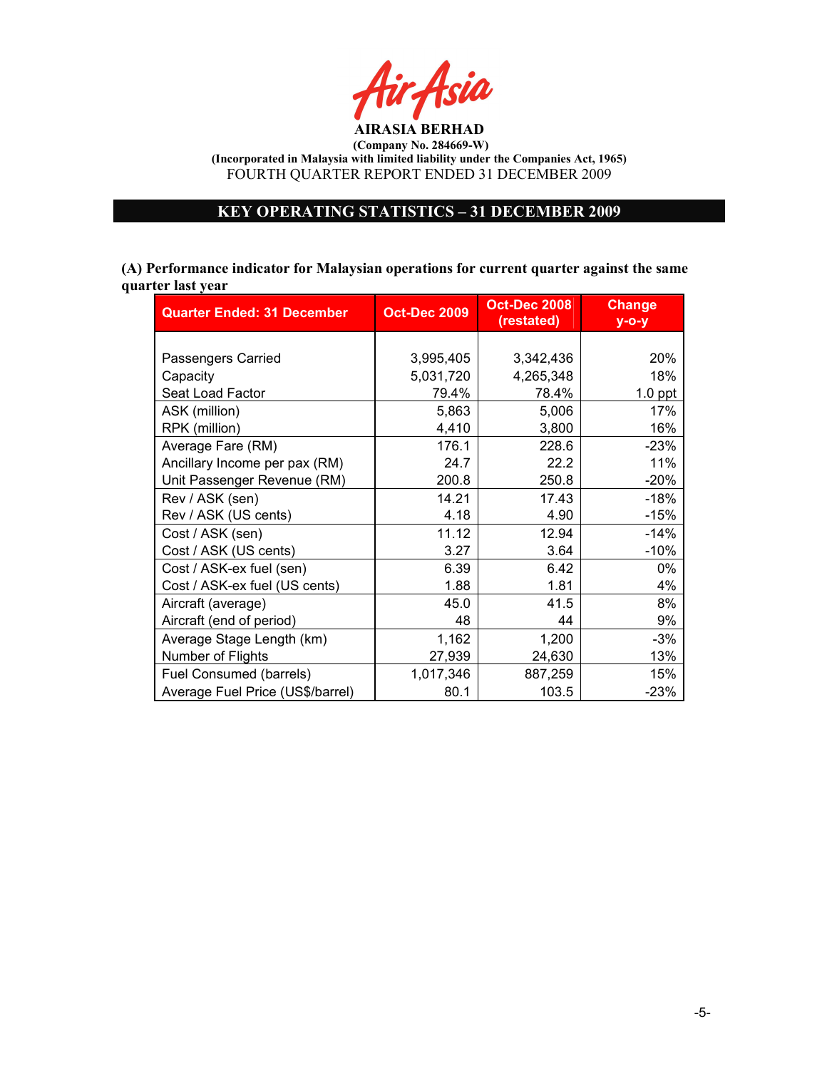**AIRASIA BERHAD**

**(Company No. 284669-W)**

**(Incorporated in Malaysia with limited liability under the Companies Act, 1965)**

FOURTH QUARTER REPORT ENDED 31 DECEMBER 2009

## KEY OPERATING STATISTICS – 31 DECEMBER 2009

**(A) Performance indicator for Malaysian operations for current quarter against the same quarter last year**

| Quarter Ended: 31 December | Oct-Dec 2009 | Oct-Dec 2008 (restated) | Change y-o-y |
|---|---|---|---|
| Passengers Carried | 3,995,405 | 3,342,436 | 20% |
| Capacity | 5,031,720 | 4,265,348 | 18% |
| Seat Load Factor | 79.4% | 78.4% | 1.0 ppt |
| ASK (million) | 5,863 | 5,006 | 17% |
| RPK (million) | 4,410 | 3,800 | 16% |
| Average Fare (RM) | 176.1 | 228.6 | -23% |
| Ancillary Income per pax (RM) | 24.7 | 22.2 | 11% |
| Unit Passenger Revenue (RM) | 200.8 | 250.8 | -20% |
| Rev / ASK (sen) | 14.21 | 17.43 | -18% |
| Rev / ASK (US cents) | 4.18 | 4.90 | -15% |
| Cost / ASK (sen) | 11.12 | 12.94 | -14% |
| Cost / ASK (US cents) | 3.27 | 3.64 | -10% |
| Cost / ASK-ex fuel (sen) | 6.39 | 6.42 | 0% |
| Cost / ASK-ex fuel (US cents) | 1.88 | 1.81 | 4% |
| Aircraft (average) | 45.0 | 41.5 | 8% |
| Aircraft (end of period) | 48 | 44 | 9% |
| Average Stage Length (km) | 1,162 | 1,200 | -3% |
| Number of Flights | 27,939 | 24,630 | 13% |
| Fuel Consumed (barrels) | 1,017,346 | 887,259 | 15% |
| Average Fuel Price (US$/barrel) | 80.1 | 103.5 | -23% |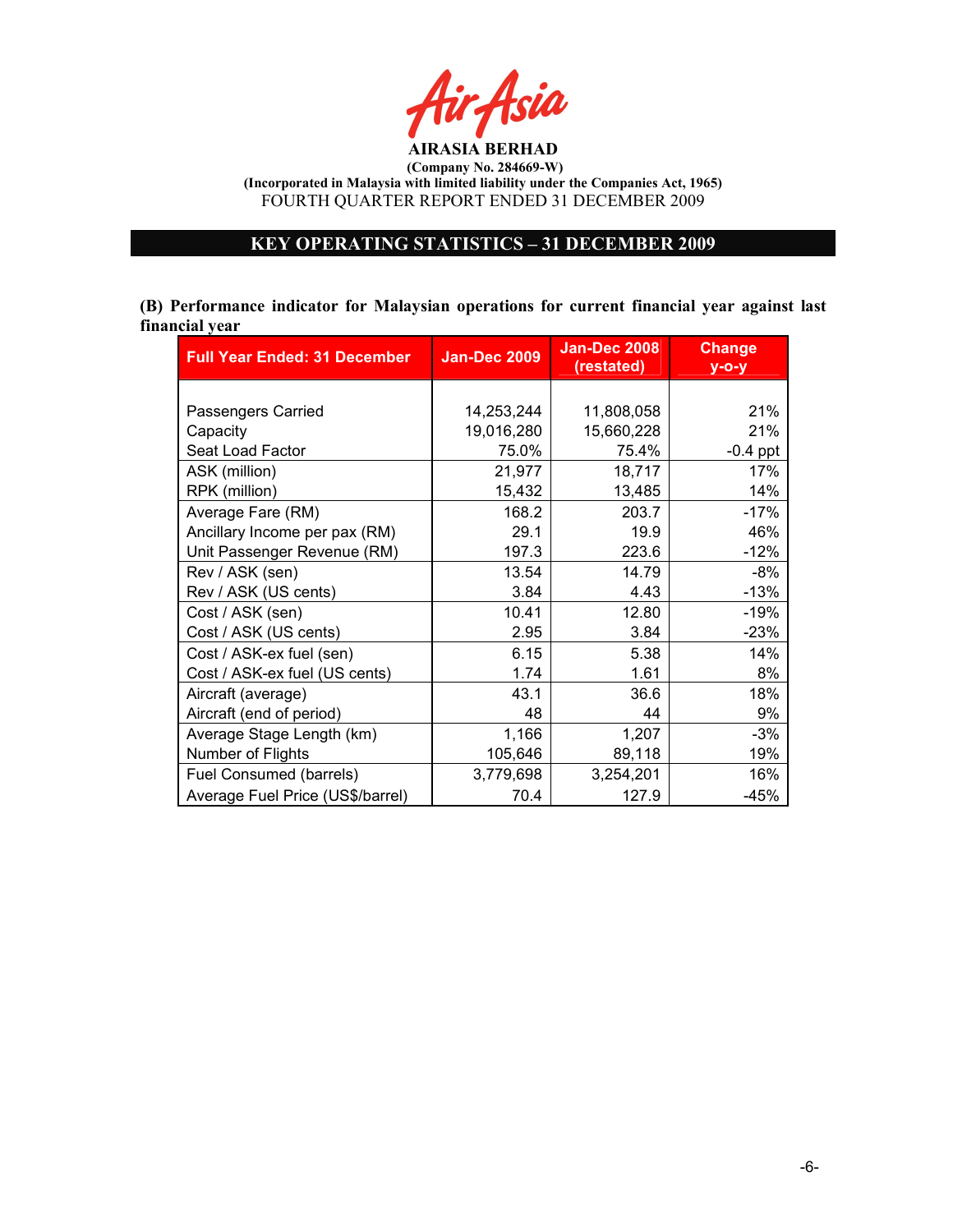**AIRASIA BERHAD**

**(Company No. 284669-W)**

**(Incorporated in Malaysia with limited liability under the Companies Act, 1965)**

FOURTH QUARTER REPORT ENDED 31 DECEMBER 2009

## KEY OPERATING STATISTICS – 31 DECEMBER 2009

**(B) Performance indicator for Malaysian operations for current financial year against last financial year**

| Full Year Ended: 31 December | Jan-Dec 2009 | Jan-Dec 2008 (restated) | Change y-o-y |
|---|---|---|---|
| Passengers Carried | 14,253,244 | 11,808,058 | 21% |
| Capacity | 19,016,280 | 15,660,228 | 21% |
| Seat Load Factor | 75.0% | 75.4% | -0.4 ppt |
| ASK (million) | 21,977 | 18,717 | 17% |
| RPK (million) | 15,432 | 13,485 | 14% |
| Average Fare (RM) | 168.2 | 203.7 | -17% |
| Ancillary Income per pax (RM) | 29.1 | 19.9 | 46% |
| Unit Passenger Revenue (RM) | 197.3 | 223.6 | -12% |
| Rev / ASK (sen) | 13.54 | 14.79 | -8% |
| Rev / ASK (US cents) | 3.84 | 4.43 | -13% |
| Cost / ASK (sen) | 10.41 | 12.80 | -19% |
| Cost / ASK (US cents) | 2.95 | 3.84 | -23% |
| Cost / ASK-ex fuel (sen) | 6.15 | 5.38 | 14% |
| Cost / ASK-ex fuel (US cents) | 1.74 | 1.61 | 8% |
| Aircraft (average) | 43.1 | 36.6 | 18% |
| Aircraft (end of period) | 48 | 44 | 9% |
| Average Stage Length (km) | 1,166 | 1,207 | -3% |
| Number of Flights | 105,646 | 89,118 | 19% |
| Fuel Consumed (barrels) | 3,779,698 | 3,254,201 | 16% |
| Average Fuel Price (US$/barrel) | 70.4 | 127.9 | -45% |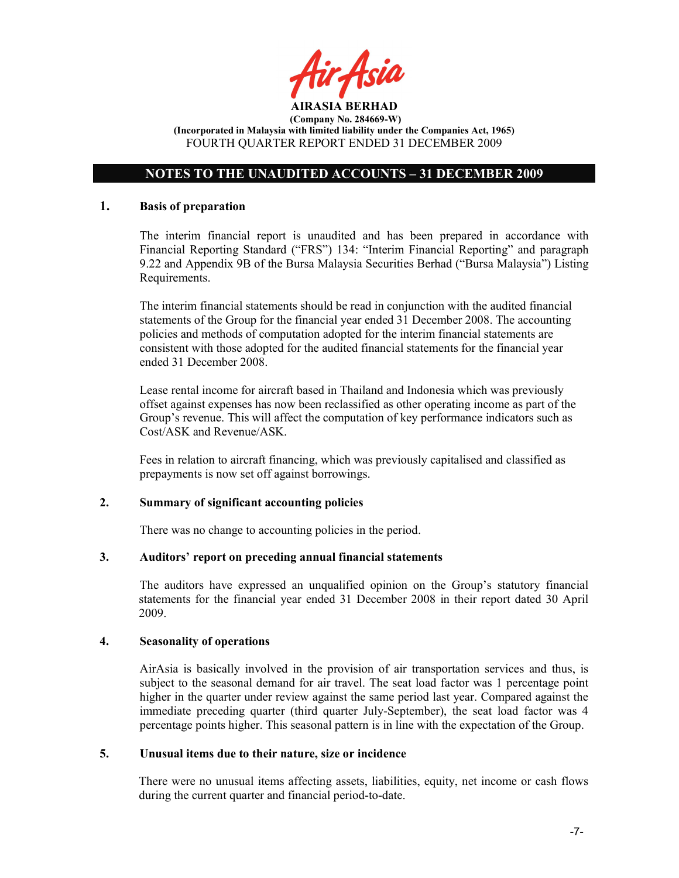AirAsia

**AIRASIA BERHAD**
**(Company No. 284669-W)**
**(Incorporated in Malaysia with limited liability under the Companies Act, 1965)**
FOURTH QUARTER REPORT ENDED 31 DECEMBER 2009

## NOTES TO THE UNAUDITED ACCOUNTS – 31 DECEMBER 2009

### 1. Basis of preparation

The interim financial report is unaudited and has been prepared in accordance with Financial Reporting Standard ("FRS") 134: "Interim Financial Reporting" and paragraph 9.22 and Appendix 9B of the Bursa Malaysia Securities Berhad ("Bursa Malaysia") Listing Requirements.

The interim financial statements should be read in conjunction with the audited financial statements of the Group for the financial year ended 31 December 2008. The accounting policies and methods of computation adopted for the interim financial statements are consistent with those adopted for the audited financial statements for the financial year ended 31 December 2008.

Lease rental income for aircraft based in Thailand and Indonesia which was previously offset against expenses has now been reclassified as other operating income as part of the Group's revenue. This will affect the computation of key performance indicators such as Cost/ASK and Revenue/ASK.

Fees in relation to aircraft financing, which was previously capitalised and classified as prepayments is now set off against borrowings.

### 2. Summary of significant accounting policies

There was no change to accounting policies in the period.

### 3. Auditors' report on preceding annual financial statements

The auditors have expressed an unqualified opinion on the Group's statutory financial statements for the financial year ended 31 December 2008 in their report dated 30 April 2009.

### 4. Seasonality of operations

AirAsia is basically involved in the provision of air transportation services and thus, is subject to the seasonal demand for air travel. The seat load factor was 1 percentage point higher in the quarter under review against the same period last year. Compared against the immediate preceding quarter (third quarter July-September), the seat load factor was 4 percentage points higher. This seasonal pattern is in line with the expectation of the Group.

### 5. Unusual items due to their nature, size or incidence

There were no unusual items affecting assets, liabilities, equity, net income or cash flows during the current quarter and financial period-to-date.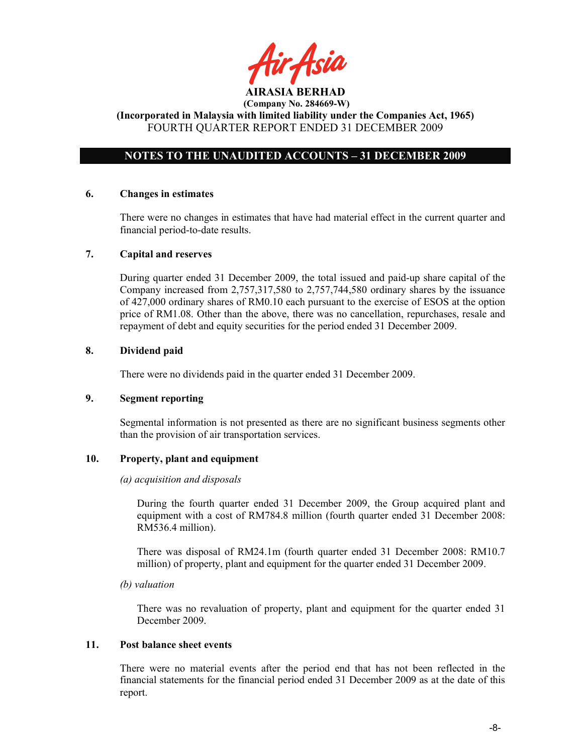**AIRASIA BERHAD**
**(Company No. 284669-W)**
**(Incorporated in Malaysia with limited liability under the Companies Act, 1965)**
FOURTH QUARTER REPORT ENDED 31 DECEMBER 2009

## NOTES TO THE UNAUDITED ACCOUNTS – 31 DECEMBER 2009

### 6. Changes in estimates

There were no changes in estimates that have had material effect in the current quarter and financial period-to-date results.

### 7. Capital and reserves

During quarter ended 31 December 2009, the total issued and paid-up share capital of the Company increased from 2,757,317,580 to 2,757,744,580 ordinary shares by the issuance of 427,000 ordinary shares of RM0.10 each pursuant to the exercise of ESOS at the option price of RM1.08. Other than the above, there was no cancellation, repurchases, resale and repayment of debt and equity securities for the period ended 31 December 2009.

### 8. Dividend paid

There were no dividends paid in the quarter ended 31 December 2009.

### 9. Segment reporting

Segmental information is not presented as there are no significant business segments other than the provision of air transportation services.

### 10. Property, plant and equipment

*(a) acquisition and disposals*

During the fourth quarter ended 31 December 2009, the Group acquired plant and equipment with a cost of RM784.8 million (fourth quarter ended 31 December 2008: RM536.4 million).

There was disposal of RM24.1m (fourth quarter ended 31 December 2008: RM10.7 million) of property, plant and equipment for the quarter ended 31 December 2009.

*(b) valuation*

There was no revaluation of property, plant and equipment for the quarter ended 31 December 2009.

### 11. Post balance sheet events

There were no material events after the period end that has not been reflected in the financial statements for the financial period ended 31 December 2009 as at the date of this report.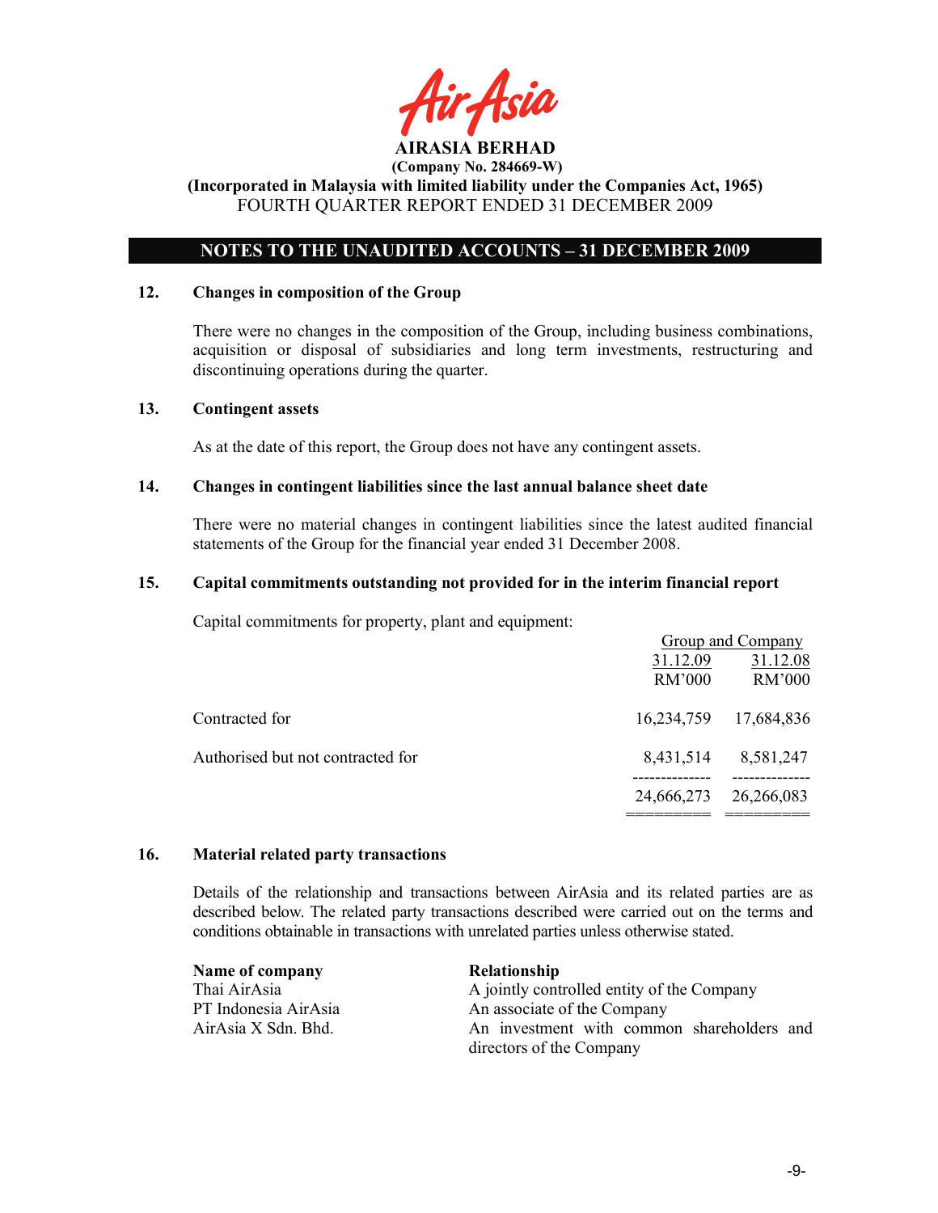**AIRASIA BERHAD**
**(Company No. 284669-W)**
**(Incorporated in Malaysia with limited liability under the Companies Act, 1965)**
FOURTH QUARTER REPORT ENDED 31 DECEMBER 2009

## NOTES TO THE UNAUDITED ACCOUNTS – 31 DECEMBER 2009

### 12. Changes in composition of the Group

There were no changes in the composition of the Group, including business combinations, acquisition or disposal of subsidiaries and long term investments, restructuring and discontinuing operations during the quarter.

### 13. Contingent assets

As at the date of this report, the Group does not have any contingent assets.

### 14. Changes in contingent liabilities since the last annual balance sheet date

There were no material changes in contingent liabilities since the latest audited financial statements of the Group for the financial year ended 31 December 2008.

### 15. Capital commitments outstanding not provided for in the interim financial report

Capital commitments for property, plant and equipment:

| | Group and Company | |
|---|---|---|
| | 31.12.09 | 31.12.08 |
| | RM'000 | RM'000 |
| Contracted for | 16,234,759 | 17,684,836 |
| Authorised but not contracted for | 8,431,514 | 8,581,247 |
| | 24,666,273 | 26,266,083 |

### 16. Material related party transactions

Details of the relationship and transactions between AirAsia and its related parties are as described below. The related party transactions described were carried out on the terms and conditions obtainable in transactions with unrelated parties unless otherwise stated.

| Name of company | Relationship |
|---|---|
| Thai AirAsia | A jointly controlled entity of the Company |
| PT Indonesia AirAsia | An associate of the Company |
| AirAsia X Sdn. Bhd. | An investment with common shareholders and directors of the Company |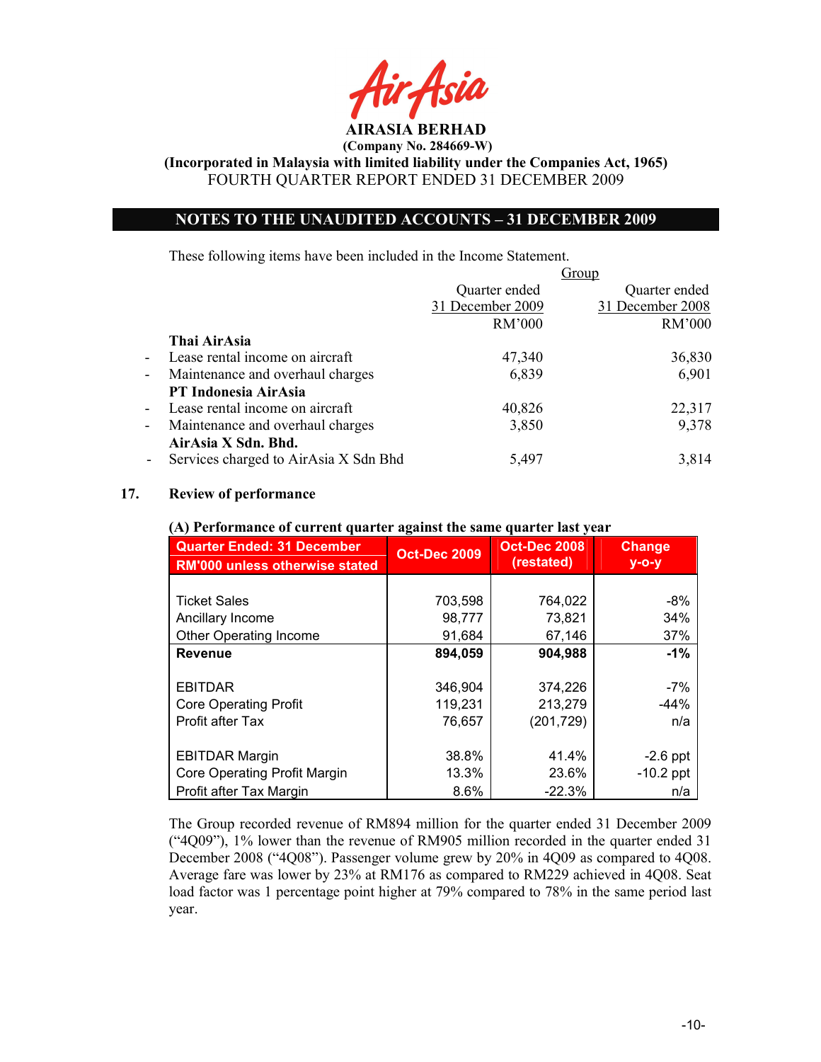**AIRASIA BERHAD**
**(Company No. 284669-W)**
**(Incorporated in Malaysia with limited liability under the Companies Act, 1965)**
FOURTH QUARTER REPORT ENDED 31 DECEMBER 2009

## NOTES TO THE UNAUDITED ACCOUNTS – 31 DECEMBER 2009

These following items have been included in the Income Statement.

| | Group | |
|---|---|---|
| | Quarter ended 31 December 2009 RM'000 | Quarter ended 31 December 2008 RM'000 |
| **Thai AirAsia** | | |
| - Lease rental income on aircraft | 47,340 | 36,830 |
| - Maintenance and overhaul charges | 6,839 | 6,901 |
| **PT Indonesia AirAsia** | | |
| - Lease rental income on aircraft | 40,826 | 22,317 |
| - Maintenance and overhaul charges | 3,850 | 9,378 |
| **AirAsia X Sdn. Bhd.** | | |
| - Services charged to AirAsia X Sdn Bhd | 5,497 | 3,814 |

## 17. Review of performance

**(A) Performance of current quarter against the same quarter last year**

| Quarter Ended: 31 December<br>RM'000 unless otherwise stated | Oct-Dec 2009 | Oct-Dec 2008 (restated) | Change y-o-y |
|---|---|---|---|
| Ticket Sales | 703,598 | 764,022 | -8% |
| Ancillary Income | 98,777 | 73,821 | 34% |
| Other Operating Income | 91,684 | 67,146 | 37% |
| **Revenue** | **894,059** | **904,988** | **-1%** |
| EBITDAR | 346,904 | 374,226 | -7% |
| Core Operating Profit | 119,231 | 213,279 | -44% |
| Profit after Tax | 76,657 | (201,729) | n/a |
| EBITDAR Margin | 38.8% | 41.4% | -2.6 ppt |
| Core Operating Profit Margin | 13.3% | 23.6% | -10.2 ppt |
| Profit after Tax Margin | 8.6% | -22.3% | n/a |

The Group recorded revenue of RM894 million for the quarter ended 31 December 2009 ("4Q09"), 1% lower than the revenue of RM905 million recorded in the quarter ended 31 December 2008 ("4Q08"). Passenger volume grew by 20% in 4Q09 as compared to 4Q08. Average fare was lower by 23% at RM176 as compared to RM229 achieved in 4Q08. Seat load factor was 1 percentage point higher at 79% compared to 78% in the same period last year.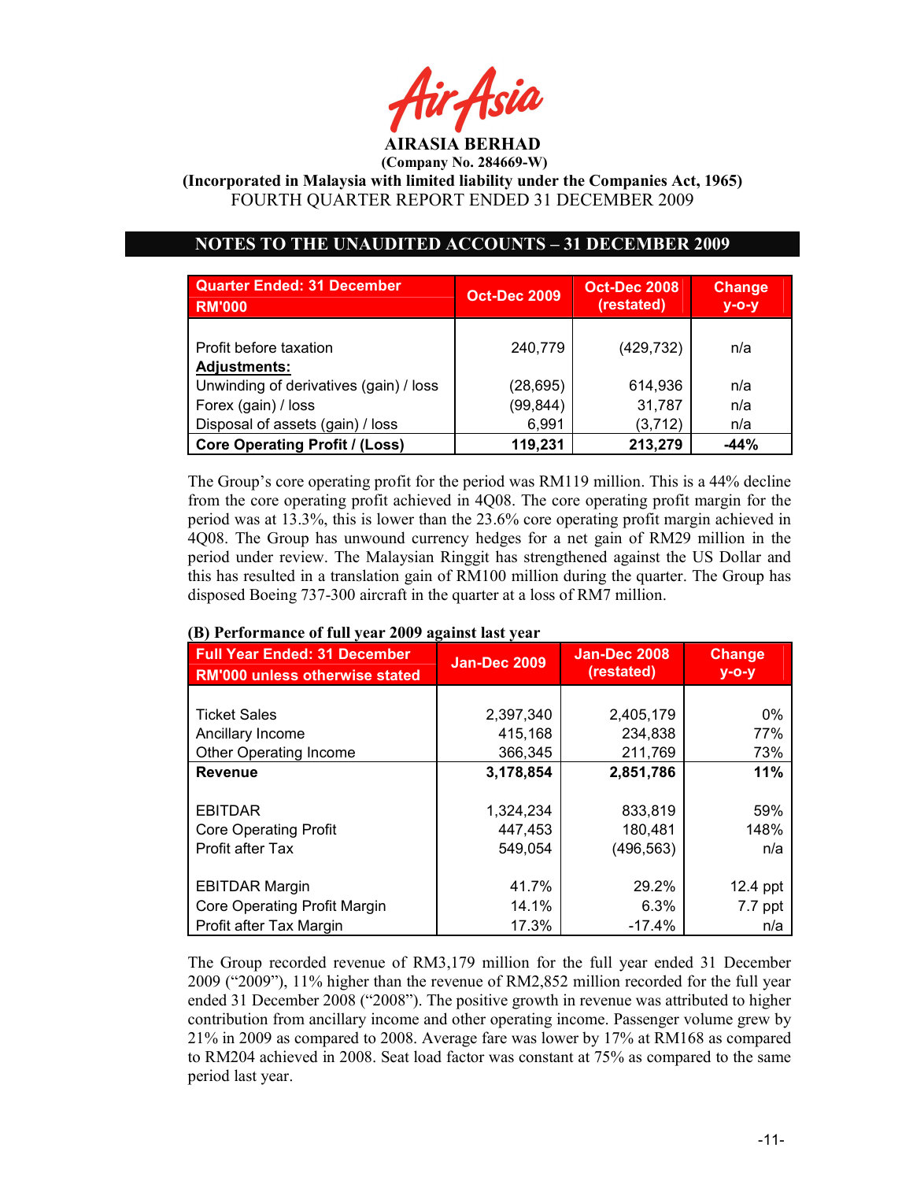## NOTES TO THE UNAUDITED ACCOUNTS – 31 DECEMBER 2009

| Quarter Ended: 31 December RM'000 | Oct-Dec 2009 | Oct-Dec 2008 (restated) | Change y-o-y |
|---|---|---|---|
| Profit before taxation | 240,779 | (429,732) | n/a |
| **Adjustments:** | | | |
| Unwinding of derivatives (gain) / loss | (28,695) | 614,936 | n/a |
| Forex (gain) / loss | (99,844) | 31,787 | n/a |
| Disposal of assets (gain) / loss | 6,991 | (3,712) | n/a |
| **Core Operating Profit / (Loss)** | **119,231** | **213,279** | **-44%** |

The Group's core operating profit for the period was RM119 million. This is a 44% decline from the core operating profit achieved in 4Q08. The core operating profit margin for the period was at 13.3%, this is lower than the 23.6% core operating profit margin achieved in 4Q08. The Group has unwound currency hedges for a net gain of RM29 million in the period under review. The Malaysian Ringgit has strengthened against the US Dollar and this has resulted in a translation gain of RM100 million during the quarter. The Group has disposed Boeing 737-300 aircraft in the quarter at a loss of RM7 million.

**(B) Performance of full year 2009 against last year**

| Full Year Ended: 31 December RM'000 unless otherwise stated | Jan-Dec 2009 | Jan-Dec 2008 (restated) | Change y-o-y |
|---|---|---|---|
| Ticket Sales | 2,397,340 | 2,405,179 | 0% |
| Ancillary Income | 415,168 | 234,838 | 77% |
| Other Operating Income | 366,345 | 211,769 | 73% |
| **Revenue** | **3,178,854** | **2,851,786** | **11%** |
| EBITDAR | 1,324,234 | 833,819 | 59% |
| Core Operating Profit | 447,453 | 180,481 | 148% |
| Profit after Tax | 549,054 | (496,563) | n/a |
| EBITDAR Margin | 41.7% | 29.2% | 12.4 ppt |
| Core Operating Profit Margin | 14.1% | 6.3% | 7.7 ppt |
| Profit after Tax Margin | 17.3% | -17.4% | n/a |

The Group recorded revenue of RM3,179 million for the full year ended 31 December 2009 ("2009"), 11% higher than the revenue of RM2,852 million recorded for the full year ended 31 December 2008 ("2008"). The positive growth in revenue was attributed to higher contribution from ancillary income and other operating income. Passenger volume grew by 21% in 2009 as compared to 2008. Average fare was lower by 17% at RM168 as compared to RM204 achieved in 2008. Seat load factor was constant at 75% as compared to the same period last year.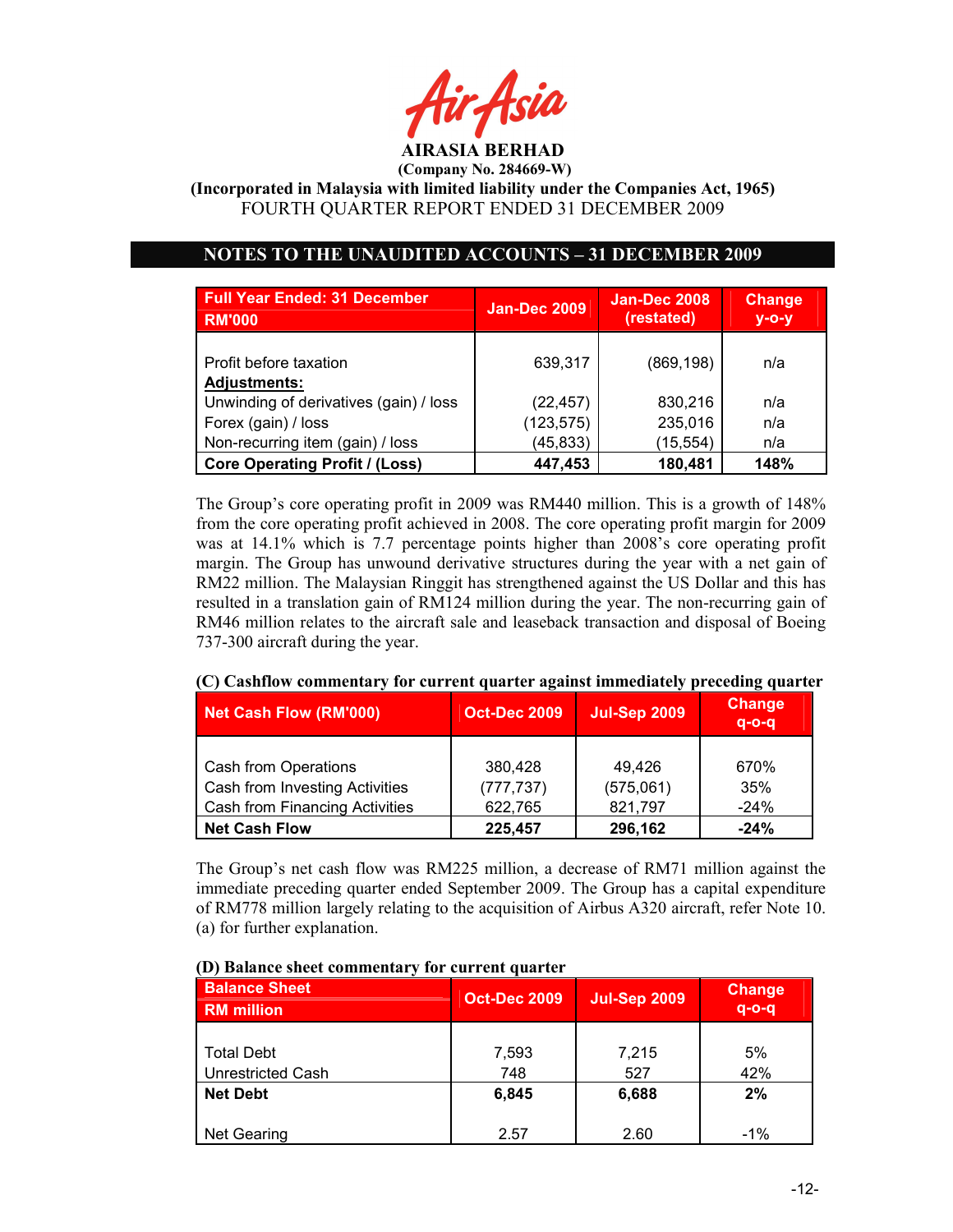AIRASIA BERHAD

(Company No. 284669-W)

(Incorporated in Malaysia with limited liability under the Companies Act, 1965)

FOURTH QUARTER REPORT ENDED 31 DECEMBER 2009

## NOTES TO THE UNAUDITED ACCOUNTS – 31 DECEMBER 2009

| Full Year Ended: 31 December RM'000 | Jan-Dec 2009 | Jan-Dec 2008 (restated) | Change y-o-y |
|---|---|---|---|
| Profit before taxation | 639,317 | (869,198) | n/a |
| **Adjustments:** | | | |
| Unwinding of derivatives (gain) / loss | (22,457) | 830,216 | n/a |
| Forex (gain) / loss | (123,575) | 235,016 | n/a |
| Non-recurring item (gain) / loss | (45,833) | (15,554) | n/a |
| **Core Operating Profit / (Loss)** | **447,453** | **180,481** | **148%** |

The Group's core operating profit in 2009 was RM440 million. This is a growth of 148% from the core operating profit achieved in 2008. The core operating profit margin for 2009 was at 14.1% which is 7.7 percentage points higher than 2008's core operating profit margin. The Group has unwound derivative structures during the year with a net gain of RM22 million. The Malaysian Ringgit has strengthened against the US Dollar and this has resulted in a translation gain of RM124 million during the year. The non-recurring gain of RM46 million relates to the aircraft sale and leaseback transaction and disposal of Boeing 737-300 aircraft during the year.

### (C) Cashflow commentary for current quarter against immediately preceding quarter

| Net Cash Flow (RM'000) | Oct-Dec 2009 | Jul-Sep 2009 | Change q-o-q |
|---|---|---|---|
| Cash from Operations | 380,428 | 49,426 | 670% |
| Cash from Investing Activities | (777,737) | (575,061) | 35% |
| Cash from Financing Activities | 622,765 | 821,797 | -24% |
| **Net Cash Flow** | **225,457** | **296,162** | **-24%** |

The Group's net cash flow was RM225 million, a decrease of RM71 million against the immediate preceding quarter ended September 2009. The Group has a capital expenditure of RM778 million largely relating to the acquisition of Airbus A320 aircraft, refer Note 10. (a) for further explanation.

### (D) Balance sheet commentary for current quarter

| Balance Sheet RM million | Oct-Dec 2009 | Jul-Sep 2009 | Change q-o-q |
|---|---|---|---|
| Total Debt | 7,593 | 7,215 | 5% |
| Unrestricted Cash | 748 | 527 | 42% |
| **Net Debt** | **6,845** | **6,688** | **2%** |
| Net Gearing | 2.57 | 2.60 | -1% |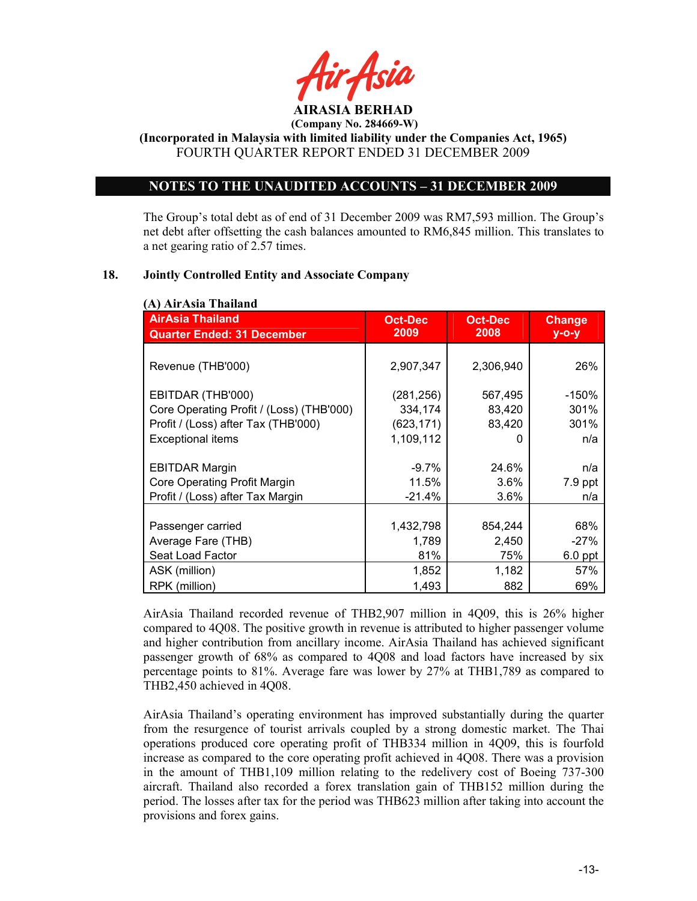**AIRASIA BERHAD**
**(Company No. 284669-W)**
**(Incorporated in Malaysia with limited liability under the Companies Act, 1965)**
FOURTH QUARTER REPORT ENDED 31 DECEMBER 2009

## NOTES TO THE UNAUDITED ACCOUNTS – 31 DECEMBER 2009

The Group's total debt as of end of 31 December 2009 was RM7,593 million. The Group's net debt after offsetting the cash balances amounted to RM6,845 million. This translates to a net gearing ratio of 2.57 times.

### 18. Jointly Controlled Entity and Associate Company

**(A) AirAsia Thailand**

| AirAsia Thailand<br>Quarter Ended: 31 December | Oct-Dec 2009 | Oct-Dec 2008 | Change y-o-y |
|---|---|---|---|
| Revenue (THB'000) | 2,907,347 | 2,306,940 | 26% |
| EBITDAR (THB'000) | (281,256) | 567,495 | -150% |
| Core Operating Profit / (Loss) (THB'000) | 334,174 | 83,420 | 301% |
| Profit / (Loss) after Tax (THB'000) | (623,171) | 83,420 | 301% |
| Exceptional items | 1,109,112 | 0 | n/a |
| EBITDAR Margin | -9.7% | 24.6% | n/a |
| Core Operating Profit Margin | 11.5% | 3.6% | 7.9 ppt |
| Profit / (Loss) after Tax Margin | -21.4% | 3.6% | n/a |
| Passenger carried | 1,432,798 | 854,244 | 68% |
| Average Fare (THB) | 1,789 | 2,450 | -27% |
| Seat Load Factor | 81% | 75% | 6.0 ppt |
| ASK (million) | 1,852 | 1,182 | 57% |
| RPK (million) | 1,493 | 882 | 69% |

AirAsia Thailand recorded revenue of THB2,907 million in 4Q09, this is 26% higher compared to 4Q08. The positive growth in revenue is attributed to higher passenger volume and higher contribution from ancillary income. AirAsia Thailand has achieved significant passenger growth of 68% as compared to 4Q08 and load factors have increased by six percentage points to 81%. Average fare was lower by 27% at THB1,789 as compared to THB2,450 achieved in 4Q08.

AirAsia Thailand's operating environment has improved substantially during the quarter from the resurgence of tourist arrivals coupled by a strong domestic market. The Thai operations produced core operating profit of THB334 million in 4Q09, this is fourfold increase as compared to the core operating profit achieved in 4Q08. There was a provision in the amount of THB1,109 million relating to the redelivery cost of Boeing 737-300 aircraft. Thailand also recorded a forex translation gain of THB152 million during the period. The losses after tax for the period was THB623 million after taking into account the provisions and forex gains.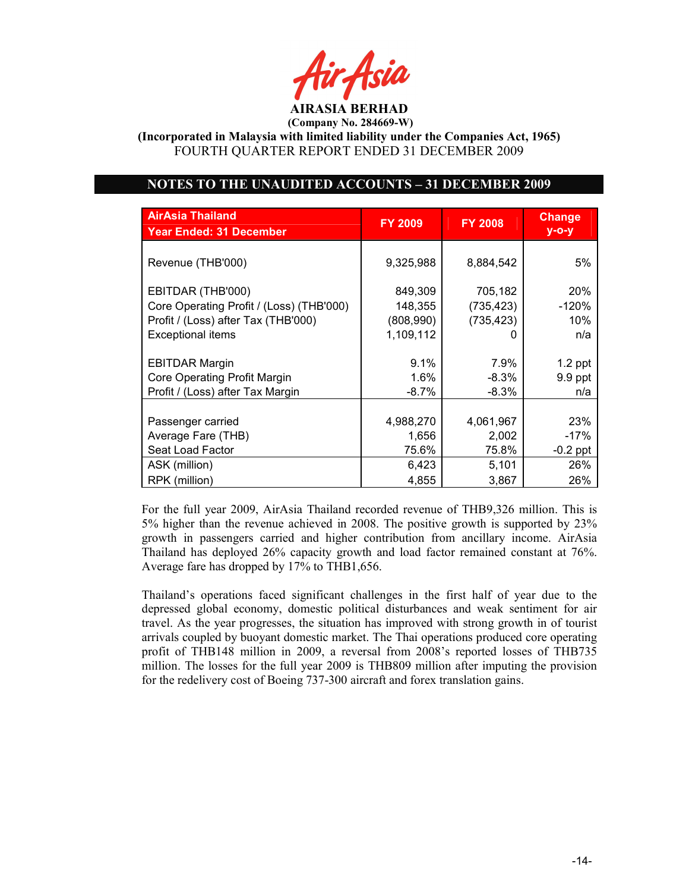**AIRASIA BERHAD**
**(Company No. 284669-W)**
**(Incorporated in Malaysia with limited liability under the Companies Act, 1965)**
FOURTH QUARTER REPORT ENDED 31 DECEMBER 2009

## NOTES TO THE UNAUDITED ACCOUNTS – 31 DECEMBER 2009

| AirAsia Thailand Year Ended: 31 December | FY 2009 | FY 2008 | Change y-o-y |
|---|---|---|---|
| Revenue (THB'000) | 9,325,988 | 8,884,542 | 5% |
| EBITDAR (THB'000) | 849,309 | 705,182 | 20% |
| Core Operating Profit / (Loss) (THB'000) | 148,355 | (735,423) | -120% |
| Profit / (Loss) after Tax (THB'000) | (808,990) | (735,423) | 10% |
| Exceptional items | 1,109,112 | 0 | n/a |
| EBITDAR Margin | 9.1% | 7.9% | 1.2 ppt |
| Core Operating Profit Margin | 1.6% | -8.3% | 9.9 ppt |
| Profit / (Loss) after Tax Margin | -8.7% | -8.3% | n/a |
| Passenger carried | 4,988,270 | 4,061,967 | 23% |
| Average Fare (THB) | 1,656 | 2,002 | -17% |
| Seat Load Factor | 75.6% | 75.8% | -0.2 ppt |
| ASK (million) | 6,423 | 5,101 | 26% |
| RPK (million) | 4,855 | 3,867 | 26% |

For the full year 2009, AirAsia Thailand recorded revenue of THB9,326 million. This is 5% higher than the revenue achieved in 2008. The positive growth is supported by 23% growth in passengers carried and higher contribution from ancillary income. AirAsia Thailand has deployed 26% capacity growth and load factor remained constant at 76%. Average fare has dropped by 17% to THB1,656.

Thailand's operations faced significant challenges in the first half of year due to the depressed global economy, domestic political disturbances and weak sentiment for air travel. As the year progresses, the situation has improved with strong growth in of tourist arrivals coupled by buoyant domestic market. The Thai operations produced core operating profit of THB148 million in 2009, a reversal from 2008's reported losses of THB735 million. The losses for the full year 2009 is THB809 million after imputing the provision for the redelivery cost of Boeing 737-300 aircraft and forex translation gains.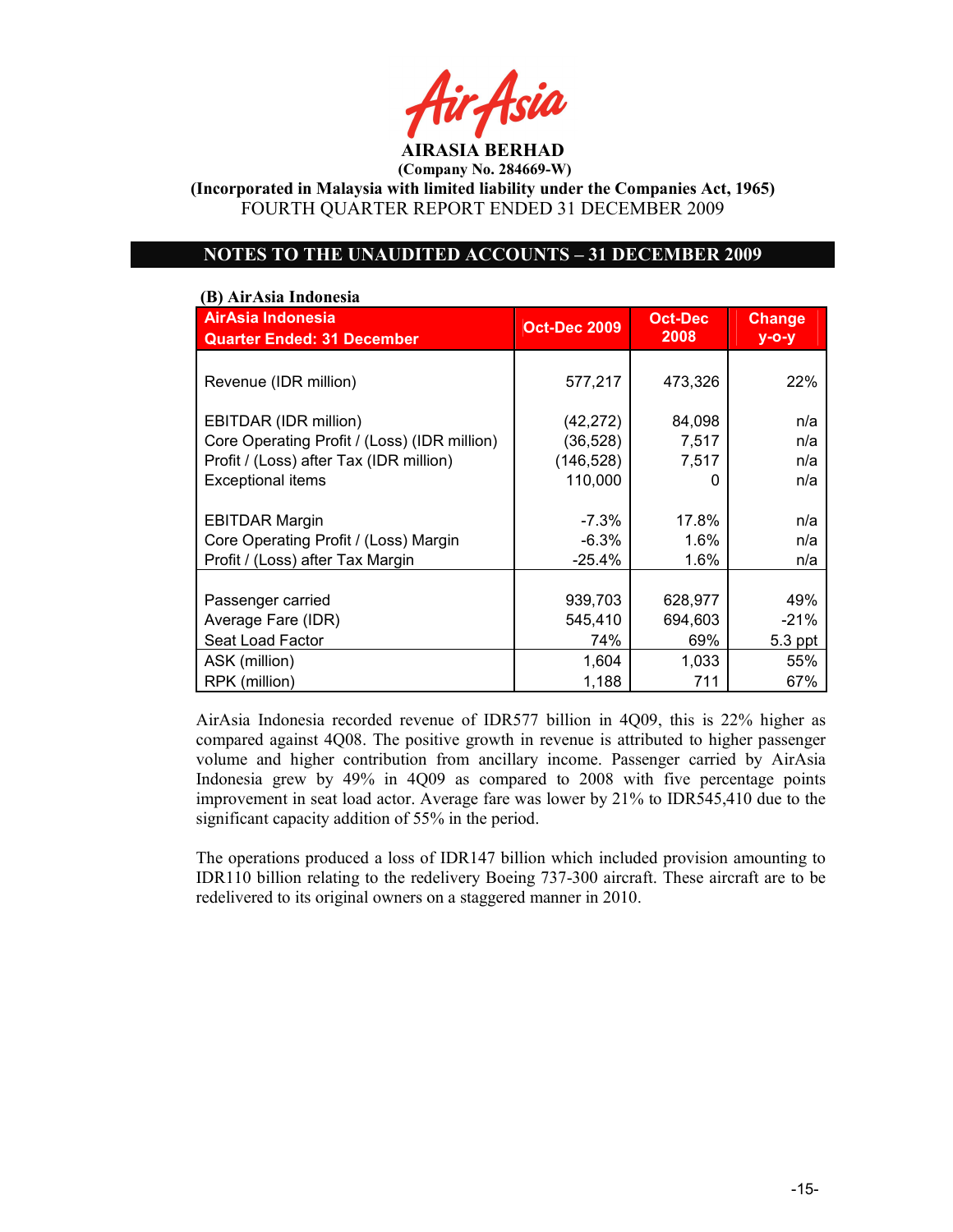# AIRASIA BERHAD

**(Company No. 284669-W)**

**(Incorporated in Malaysia with limited liability under the Companies Act, 1965)**

FOURTH QUARTER REPORT ENDED 31 DECEMBER 2009

## NOTES TO THE UNAUDITED ACCOUNTS – 31 DECEMBER 2009

### (B) AirAsia Indonesia

| AirAsia Indonesia Quarter Ended: 31 December | Oct-Dec 2009 | Oct-Dec 2008 | Change y-o-y |
|---|---|---|---|
| Revenue (IDR million) | 577,217 | 473,326 | 22% |
| EBITDAR (IDR million) | (42,272) | 84,098 | n/a |
| Core Operating Profit / (Loss) (IDR million) | (36,528) | 7,517 | n/a |
| Profit / (Loss) after Tax (IDR million) | (146,528) | 7,517 | n/a |
| Exceptional items | 110,000 | 0 | n/a |
| EBITDAR Margin | -7.3% | 17.8% | n/a |
| Core Operating Profit / (Loss) Margin | -6.3% | 1.6% | n/a |
| Profit / (Loss) after Tax Margin | -25.4% | 1.6% | n/a |
| Passenger carried | 939,703 | 628,977 | 49% |
| Average Fare (IDR) | 545,410 | 694,603 | -21% |
| Seat Load Factor | 74% | 69% | 5.3 ppt |
| ASK (million) | 1,604 | 1,033 | 55% |
| RPK (million) | 1,188 | 711 | 67% |

AirAsia Indonesia recorded revenue of IDR577 billion in 4Q09, this is 22% higher as compared against 4Q08. The positive growth in revenue is attributed to higher passenger volume and higher contribution from ancillary income. Passenger carried by AirAsia Indonesia grew by 49% in 4Q09 as compared to 2008 with five percentage points improvement in seat load actor. Average fare was lower by 21% to IDR545,410 due to the significant capacity addition of 55% in the period.

The operations produced a loss of IDR147 billion which included provision amounting to IDR110 billion relating to the redelivery Boeing 737-300 aircraft. These aircraft are to be redelivered to its original owners on a staggered manner in 2010.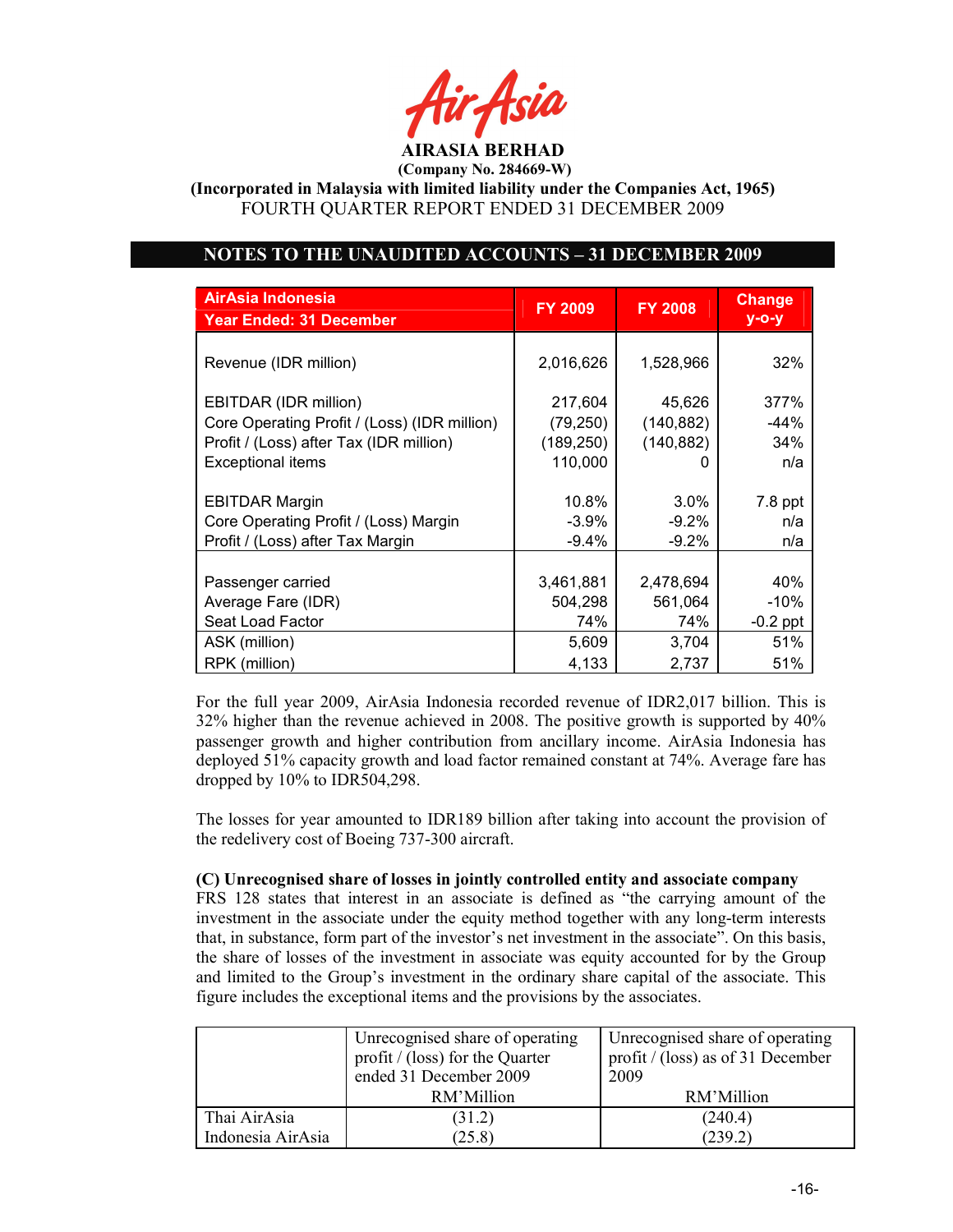# AIRASIA BERHAD

**(Company No. 284669-W)**

**(Incorporated in Malaysia with limited liability under the Companies Act, 1965)**

FOURTH QUARTER REPORT ENDED 31 DECEMBER 2009

## NOTES TO THE UNAUDITED ACCOUNTS – 31 DECEMBER 2009

| AirAsia Indonesia<br>Year Ended: 31 December | FY 2009 | FY 2008 | Change y-o-y |
|---|---|---|---|
| Revenue (IDR million) | 2,016,626 | 1,528,966 | 32% |
| EBITDAR (IDR million) | 217,604 | 45,626 | 377% |
| Core Operating Profit / (Loss) (IDR million) | (79,250) | (140,882) | -44% |
| Profit / (Loss) after Tax (IDR million) | (189,250) | (140,882) | 34% |
| Exceptional items | 110,000 | 0 | n/a |
| EBITDAR Margin | 10.8% | 3.0% | 7.8 ppt |
| Core Operating Profit / (Loss) Margin | -3.9% | -9.2% | n/a |
| Profit / (Loss) after Tax Margin | -9.4% | -9.2% | n/a |
| Passenger carried | 3,461,881 | 2,478,694 | 40% |
| Average Fare (IDR) | 504,298 | 561,064 | -10% |
| Seat Load Factor | 74% | 74% | -0.2 ppt |
| ASK (million) | 5,609 | 3,704 | 51% |
| RPK (million) | 4,133 | 2,737 | 51% |

For the full year 2009, AirAsia Indonesia recorded revenue of IDR2,017 billion. This is 32% higher than the revenue achieved in 2008. The positive growth is supported by 40% passenger growth and higher contribution from ancillary income. AirAsia Indonesia has deployed 51% capacity growth and load factor remained constant at 74%. Average fare has dropped by 10% to IDR504,298.

The losses for year amounted to IDR189 billion after taking into account the provision of the redelivery cost of Boeing 737-300 aircraft.

**(C) Unrecognised share of losses in jointly controlled entity and associate company**

FRS 128 states that interest in an associate is defined as "the carrying amount of the investment in the associate under the equity method together with any long-term interests that, in substance, form part of the investor's net investment in the associate". On this basis, the share of losses of the investment in associate was equity accounted for by the Group and limited to the Group's investment in the ordinary share capital of the associate. This figure includes the exceptional items and the provisions by the associates.

| | Unrecognised share of operating profit / (loss) for the Quarter ended 31 December 2009<br>RM'Million | Unrecognised share of operating profit / (loss) as of 31 December 2009<br>RM'Million |
|---|---|---|
| Thai AirAsia | (31.2) | (240.4) |
| Indonesia AirAsia | (25.8) | (239.2) |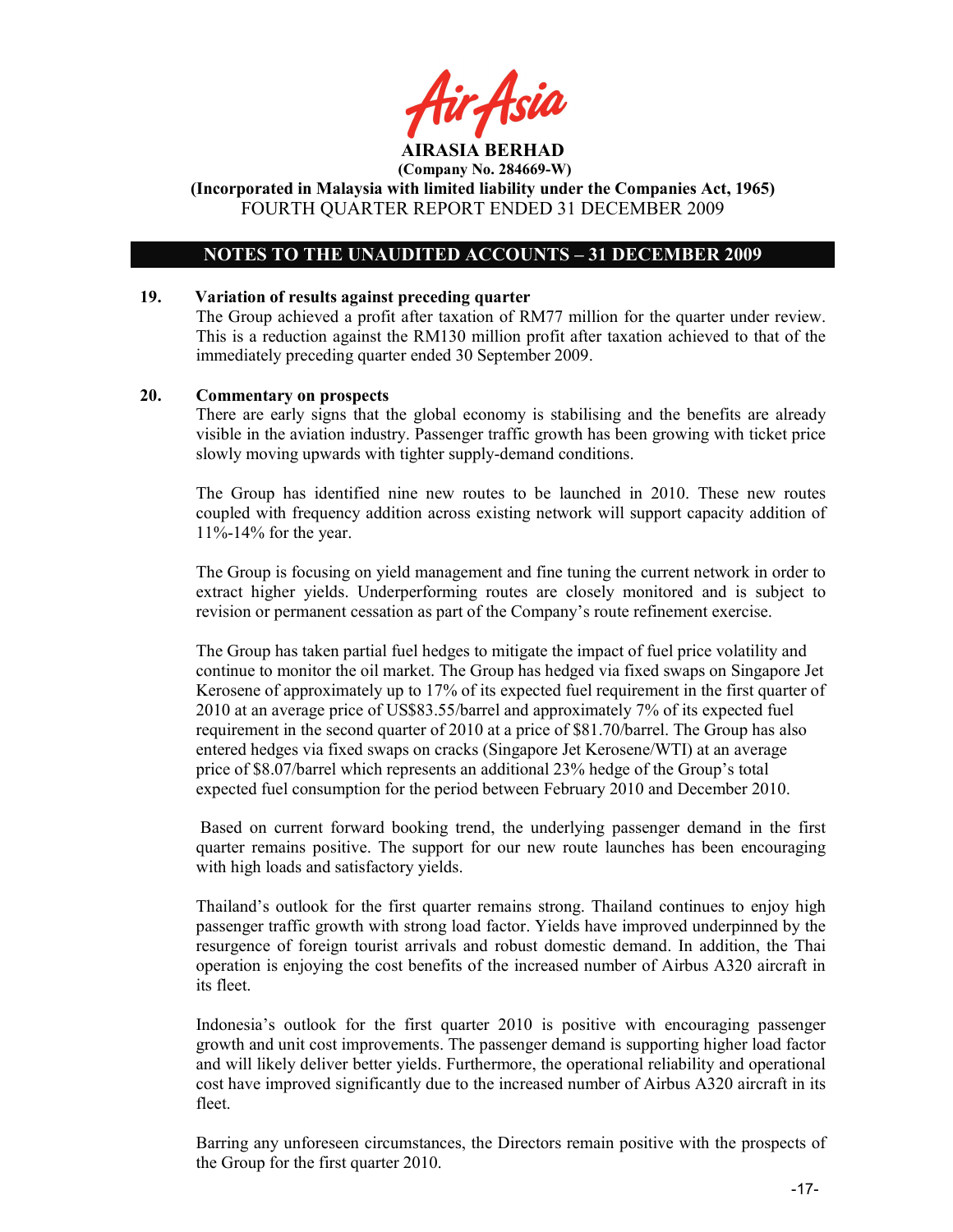**AIRASIA BERHAD**
**(Company No. 284669-W)**
**(Incorporated in Malaysia with limited liability under the Companies Act, 1965)**
FOURTH QUARTER REPORT ENDED 31 DECEMBER 2009

## NOTES TO THE UNAUDITED ACCOUNTS – 31 DECEMBER 2009

**19. Variation of results against preceding quarter**

The Group achieved a profit after taxation of RM77 million for the quarter under review. This is a reduction against the RM130 million profit after taxation achieved to that of the immediately preceding quarter ended 30 September 2009.

**20. Commentary on prospects**

There are early signs that the global economy is stabilising and the benefits are already visible in the aviation industry. Passenger traffic growth has been growing with ticket price slowly moving upwards with tighter supply-demand conditions.

The Group has identified nine new routes to be launched in 2010. These new routes coupled with frequency addition across existing network will support capacity addition of 11%-14% for the year.

The Group is focusing on yield management and fine tuning the current network in order to extract higher yields. Underperforming routes are closely monitored and is subject to revision or permanent cessation as part of the Company's route refinement exercise.

The Group has taken partial fuel hedges to mitigate the impact of fuel price volatility and continue to monitor the oil market. The Group has hedged via fixed swaps on Singapore Jet Kerosene of approximately up to 17% of its expected fuel requirement in the first quarter of 2010 at an average price of US$83.55/barrel and approximately 7% of its expected fuel requirement in the second quarter of 2010 at a price of $81.70/barrel. The Group has also entered hedges via fixed swaps on cracks (Singapore Jet Kerosene/WTI) at an average price of $8.07/barrel which represents an additional 23% hedge of the Group's total expected fuel consumption for the period between February 2010 and December 2010.

Based on current forward booking trend, the underlying passenger demand in the first quarter remains positive. The support for our new route launches has been encouraging with high loads and satisfactory yields.

Thailand's outlook for the first quarter remains strong. Thailand continues to enjoy high passenger traffic growth with strong load factor. Yields have improved underpinned by the resurgence of foreign tourist arrivals and robust domestic demand. In addition, the Thai operation is enjoying the cost benefits of the increased number of Airbus A320 aircraft in its fleet.

Indonesia's outlook for the first quarter 2010 is positive with encouraging passenger growth and unit cost improvements. The passenger demand is supporting higher load factor and will likely deliver better yields. Furthermore, the operational reliability and operational cost have improved significantly due to the increased number of Airbus A320 aircraft in its fleet.

Barring any unforeseen circumstances, the Directors remain positive with the prospects of the Group for the first quarter 2010.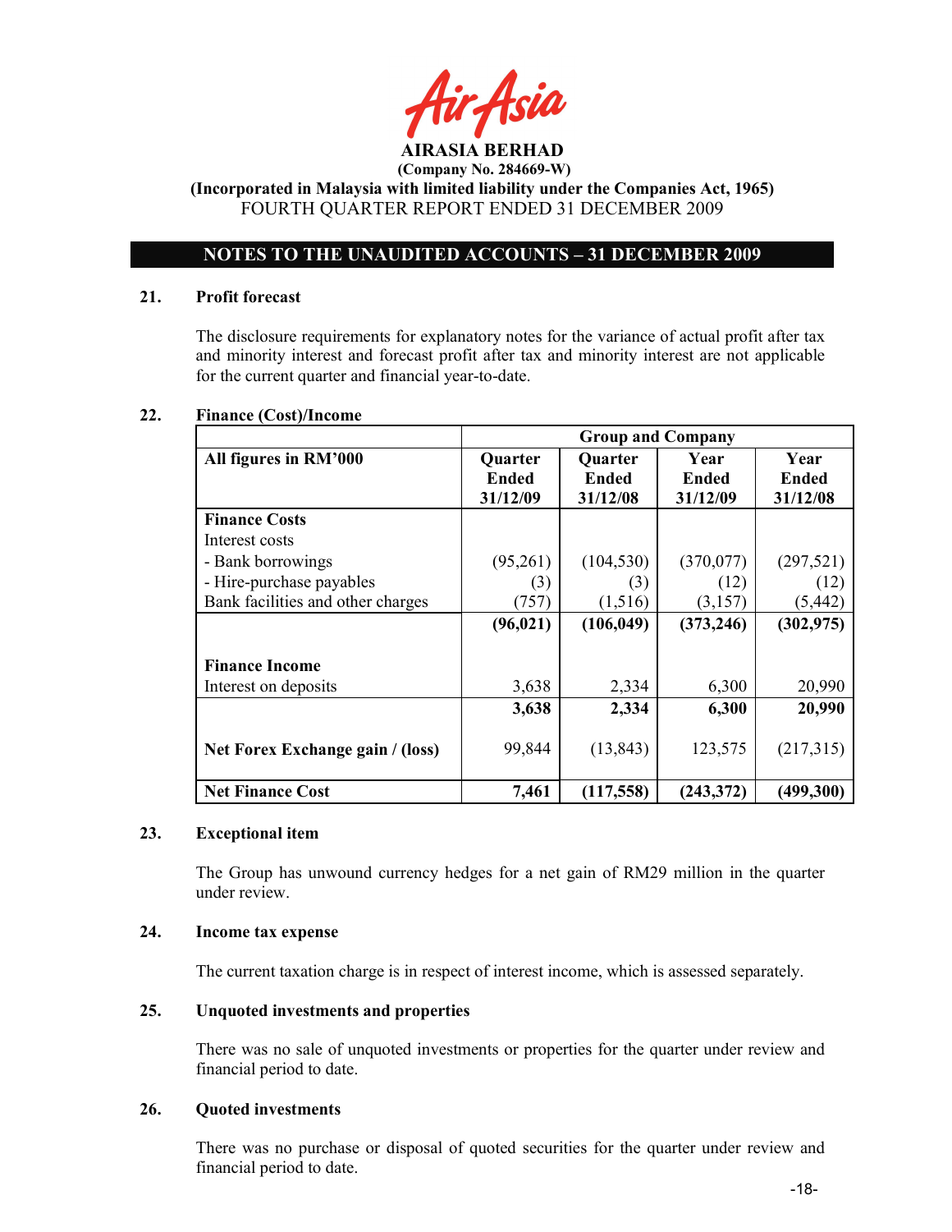AIRASIA BERHAD

(Company No. 284669-W)

(Incorporated in Malaysia with limited liability under the Companies Act, 1965)

FOURTH QUARTER REPORT ENDED 31 DECEMBER 2009

## NOTES TO THE UNAUDITED ACCOUNTS – 31 DECEMBER 2009

### 21. Profit forecast

The disclosure requirements for explanatory notes for the variance of actual profit after tax and minority interest and forecast profit after tax and minority interest are not applicable for the current quarter and financial year-to-date.

### 22. Finance (Cost)/Income

| | Group and Company | | | |
|---|---|---|---|---|
| **All figures in RM'000** | **Quarter Ended 31/12/09** | **Quarter Ended 31/12/08** | **Year Ended 31/12/09** | **Year Ended 31/12/08** |
| **Finance Costs** | | | | |
| Interest costs | | | | |
| - Bank borrowings | (95,261) | (104,530) | (370,077) | (297,521) |
| - Hire-purchase payables | (3) | (3) | (12) | (12) |
| Bank facilities and other charges | (757) | (1,516) | (3,157) | (5,442) |
| | **(96,021)** | **(106,049)** | **(373,246)** | **(302,975)** |
| **Finance Income** | | | | |
| Interest on deposits | 3,638 | 2,334 | 6,300 | 20,990 |
| | **3,638** | **2,334** | **6,300** | **20,990** |
| **Net Forex Exchange gain / (loss)** | 99,844 | (13,843) | 123,575 | (217,315) |
| **Net Finance Cost** | **7,461** | **(117,558)** | **(243,372)** | **(499,300)** |

### 23. Exceptional item

The Group has unwound currency hedges for a net gain of RM29 million in the quarter under review.

### 24. Income tax expense

The current taxation charge is in respect of interest income, which is assessed separately.

### 25. Unquoted investments and properties

There was no sale of unquoted investments or properties for the quarter under review and financial period to date.

### 26. Quoted investments

There was no purchase or disposal of quoted securities for the quarter under review and financial period to date.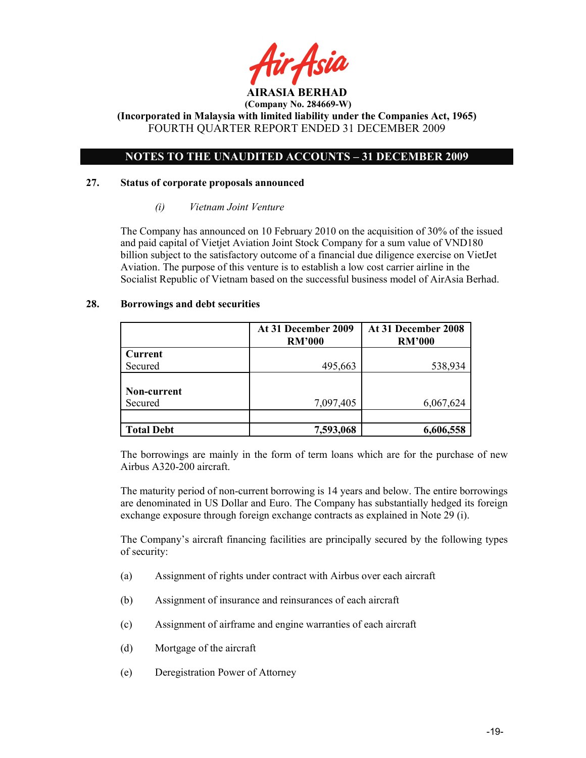# AIRASIA BERHAD

**(Company No. 284669-W)**

**(Incorporated in Malaysia with limited liability under the Companies Act, 1965)**

FOURTH QUARTER REPORT ENDED 31 DECEMBER 2009

## NOTES TO THE UNAUDITED ACCOUNTS – 31 DECEMBER 2009

### 27. Status of corporate proposals announced

*(i) Vietnam Joint Venture*

The Company has announced on 10 February 2010 on the acquisition of 30% of the issued and paid capital of Vietjet Aviation Joint Stock Company for a sum value of VND180 billion subject to the satisfactory outcome of a financial due diligence exercise on VietJet Aviation. The purpose of this venture is to establish a low cost carrier airline in the Socialist Republic of Vietnam based on the successful business model of AirAsia Berhad.

### 28. Borrowings and debt securities

| | At 31 December 2009 RM'000 | At 31 December 2008 RM'000 |
|---|---|---|
| **Current** | | |
| Secured | 495,663 | 538,934 |
| **Non-current** | | |
| Secured | 7,097,405 | 6,067,624 |
| | | |
| **Total Debt** | **7,593,068** | **6,606,558** |

The borrowings are mainly in the form of term loans which are for the purchase of new Airbus A320-200 aircraft.

The maturity period of non-current borrowing is 14 years and below. The entire borrowings are denominated in US Dollar and Euro. The Company has substantially hedged its foreign exchange exposure through foreign exchange contracts as explained in Note 29 (i).

The Company's aircraft financing facilities are principally secured by the following types of security:

(a) Assignment of rights under contract with Airbus over each aircraft

(b) Assignment of insurance and reinsurances of each aircraft

(c) Assignment of airframe and engine warranties of each aircraft

(d) Mortgage of the aircraft

(e) Deregistration Power of Attorney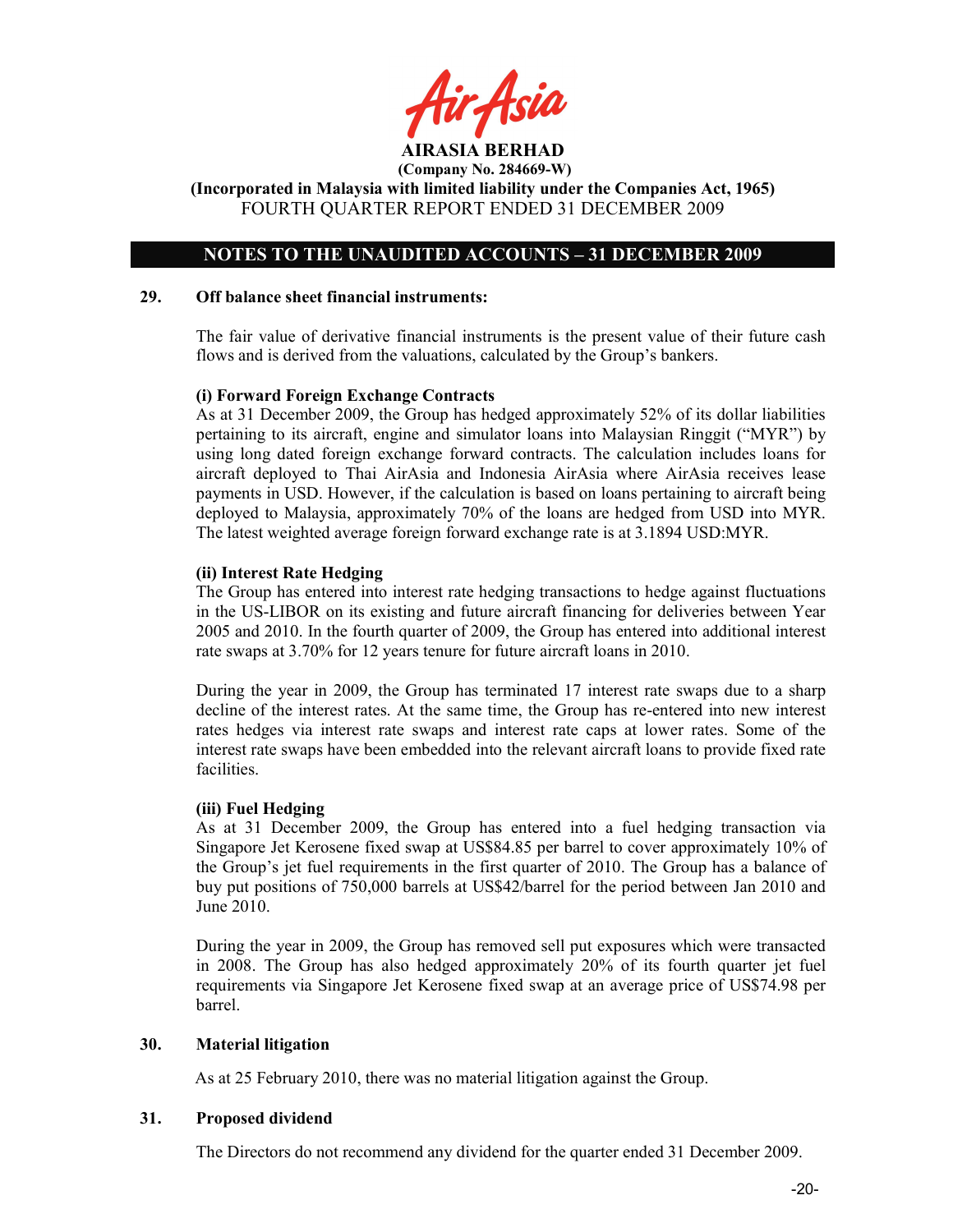**AIRASIA BERHAD**
**(Company No. 284669-W)**
**(Incorporated in Malaysia with limited liability under the Companies Act, 1965)**
FOURTH QUARTER REPORT ENDED 31 DECEMBER 2009

## NOTES TO THE UNAUDITED ACCOUNTS – 31 DECEMBER 2009

### 29. Off balance sheet financial instruments:

The fair value of derivative financial instruments is the present value of their future cash flows and is derived from the valuations, calculated by the Group's bankers.

**(i) Forward Foreign Exchange Contracts**
As at 31 December 2009, the Group has hedged approximately 52% of its dollar liabilities pertaining to its aircraft, engine and simulator loans into Malaysian Ringgit ("MYR") by using long dated foreign exchange forward contracts. The calculation includes loans for aircraft deployed to Thai AirAsia and Indonesia AirAsia where AirAsia receives lease payments in USD. However, if the calculation is based on loans pertaining to aircraft being deployed to Malaysia, approximately 70% of the loans are hedged from USD into MYR. The latest weighted average foreign forward exchange rate is at 3.1894 USD:MYR.

**(ii) Interest Rate Hedging**
The Group has entered into interest rate hedging transactions to hedge against fluctuations in the US-LIBOR on its existing and future aircraft financing for deliveries between Year 2005 and 2010. In the fourth quarter of 2009, the Group has entered into additional interest rate swaps at 3.70% for 12 years tenure for future aircraft loans in 2010.

During the year in 2009, the Group has terminated 17 interest rate swaps due to a sharp decline of the interest rates. At the same time, the Group has re-entered into new interest rates hedges via interest rate swaps and interest rate caps at lower rates. Some of the interest rate swaps have been embedded into the relevant aircraft loans to provide fixed rate facilities.

**(iii) Fuel Hedging**
As at 31 December 2009, the Group has entered into a fuel hedging transaction via Singapore Jet Kerosene fixed swap at US$84.85 per barrel to cover approximately 10% of the Group's jet fuel requirements in the first quarter of 2010. The Group has a balance of buy put positions of 750,000 barrels at US$42/barrel for the period between Jan 2010 and June 2010.

During the year in 2009, the Group has removed sell put exposures which were transacted in 2008. The Group has also hedged approximately 20% of its fourth quarter jet fuel requirements via Singapore Jet Kerosene fixed swap at an average price of US$74.98 per barrel.

### 30. Material litigation

As at 25 February 2010, there was no material litigation against the Group.

### 31. Proposed dividend

The Directors do not recommend any dividend for the quarter ended 31 December 2009.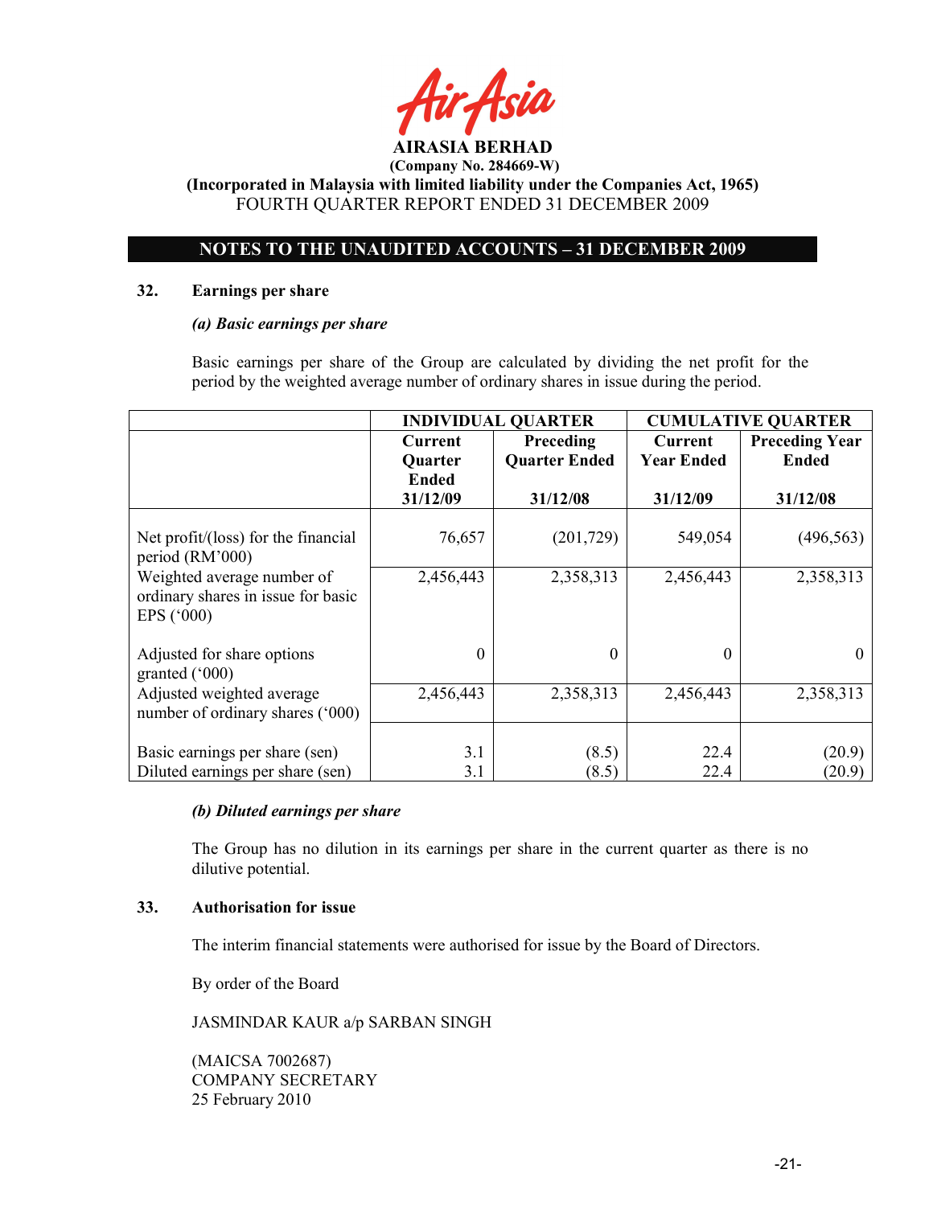**AIRASIA BERHAD**
**(Company No. 284669-W)**
**(Incorporated in Malaysia with limited liability under the Companies Act, 1965)**
FOURTH QUARTER REPORT ENDED 31 DECEMBER 2009

## NOTES TO THE UNAUDITED ACCOUNTS – 31 DECEMBER 2009

### 32. Earnings per share

***(a) Basic earnings per share***

Basic earnings per share of the Group are calculated by dividing the net profit for the period by the weighted average number of ordinary shares in issue during the period.

| | INDIVIDUAL QUARTER | | CUMULATIVE QUARTER | |
|---|---|---|---|---|
| | **Current Quarter Ended 31/12/09** | **Preceding Quarter Ended 31/12/08** | **Current Year Ended 31/12/09** | **Preceding Year Ended 31/12/08** |
| Net profit/(loss) for the financial period (RM'000) | 76,657 | (201,729) | 549,054 | (496,563) |
| Weighted average number of ordinary shares in issue for basic EPS ('000) | 2,456,443 | 2,358,313 | 2,456,443 | 2,358,313 |
| Adjusted for share options granted ('000) | 0 | 0 | 0 | 0 |
| Adjusted weighted average number of ordinary shares ('000) | 2,456,443 | 2,358,313 | 2,456,443 | 2,358,313 |
| Basic earnings per share (sen) | 3.1 | (8.5) | 22.4 | (20.9) |
| Diluted earnings per share (sen) | 3.1 | (8.5) | 22.4 | (20.9) |

***(b) Diluted earnings per share***

The Group has no dilution in its earnings per share in the current quarter as there is no dilutive potential.

### 33. Authorisation for issue

The interim financial statements were authorised for issue by the Board of Directors.

By order of the Board

JASMINDAR KAUR a/p SARBAN SINGH

(MAICSA 7002687)
COMPANY SECRETARY
25 February 2010